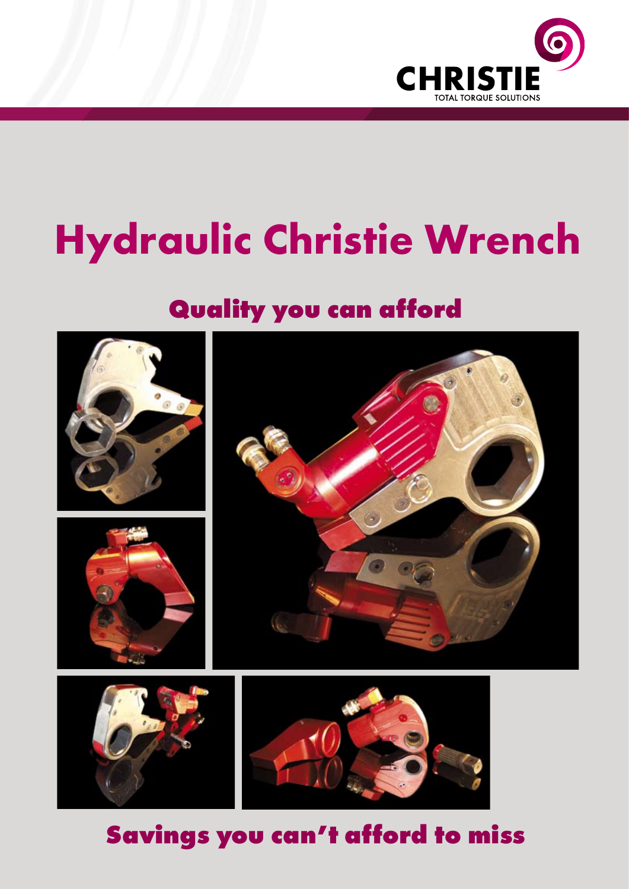CHRISTIE

TOTAL TORQUE SOLUTIONS

# Hydraulic Christie Wrench

## Quality you can afford

## Savings you can't afford to miss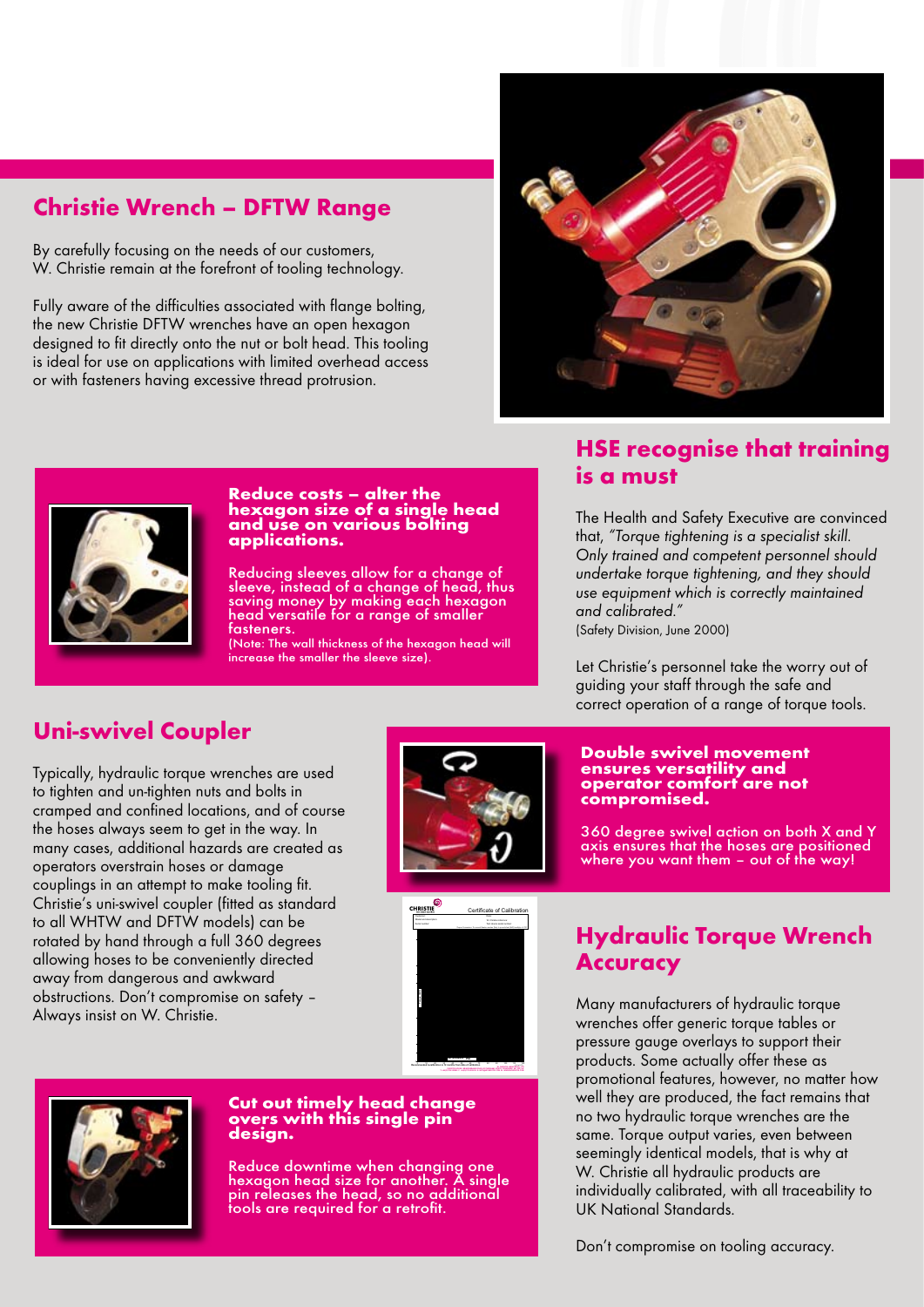## Christie Wrench – DFTW Range

By carefully focusing on the needs of our customers, W. Christie remain at the forefront of tooling technology.

Fully aware of the difficulties associated with flange bolting, the new Christie DFTW wrenches have an open hexagon designed to fit directly onto the nut or bolt head. This tooling is ideal for use on applications with limited overhead access or with fasteners having excessive thread protrusion.

### Reduce costs – alter the hexagon size of a single head and use on various bolting applications.

Reducing sleeves allow for a change of sleeve, instead of a change of head, thus saving money by making each hexagon head versatile for a range of smaller fasteners.
(Note: The wall thickness of the hexagon head will increase the smaller the sleeve size).

## Uni-swivel Coupler

Typically, hydraulic torque wrenches are used to tighten and un-tighten nuts and bolts in cramped and confined locations, and of course the hoses always seem to get in the way. In many cases, additional hazards are created as operators overstrain hoses or damage couplings in an attempt to make tooling fit. Christie's uni-swivel coupler (fitted as standard to all WHTW and DFTW models) can be rotated by hand through a full 360 degrees allowing hoses to be conveniently directed away from dangerous and awkward obstructions. Don't compromise on safety – Always insist on W. Christie.

### Double swivel movement ensures versatility and operator comfort are not compromised.

360 degree swivel action on both X and Y axis ensures that the hoses are positioned where you want them – out of the way!

### Cut out timely head change overs with this single pin design.

Reduce downtime when changing one hexagon head size for another. A single pin releases the head, so no additional tools are required for a retrofit.

## HSE recognise that training is a must

The Health and Safety Executive are convinced that, *"Torque tightening is a specialist skill. Only trained and competent personnel should undertake torque tightening, and they should use equipment which is correctly maintained and calibrated."*
(Safety Division, June 2000)

Let Christie's personnel take the worry out of guiding your staff through the safe and correct operation of a range of torque tools.

## Hydraulic Torque Wrench Accuracy

Many manufacturers of hydraulic torque wrenches offer generic torque tables or pressure gauge overlays to support their products. Some actually offer these as promotional features, however, no matter how well they are produced, the fact remains that no two hydraulic torque wrenches are the same. Torque output varies, even between seemingly identical models, that is why at W. Christie all hydraulic products are individually calibrated, with all traceability to UK National Standards.

Don't compromise on tooling accuracy.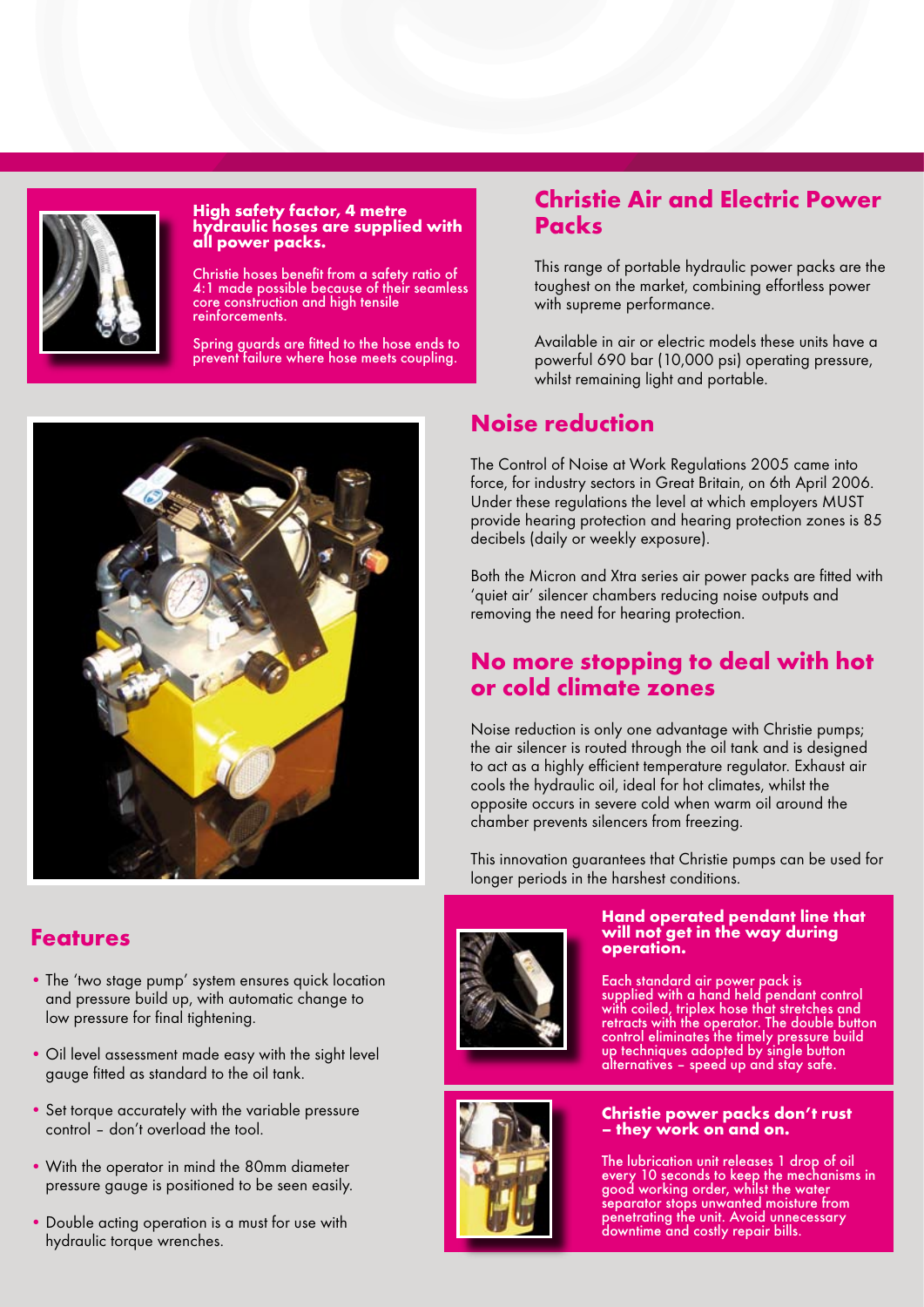**High safety factor, 4 metre hydraulic hoses are supplied with all power packs.**

Christie hoses benefit from a safety ratio of 4:1 made possible because of their seamless core construction and high tensile reinforcements.

Spring guards are fitted to the hose ends to prevent failure where hose meets coupling.

## Christie Air and Electric Power Packs

This range of portable hydraulic power packs are the toughest on the market, combining effortless power with supreme performance.

Available in air or electric models these units have a powerful 690 bar (10,000 psi) operating pressure, whilst remaining light and portable.

## Noise reduction

The Control of Noise at Work Regulations 2005 came into force, for industry sectors in Great Britain, on 6th April 2006. Under these regulations the level at which employers MUST provide hearing protection and hearing protection zones is 85 decibels (daily or weekly exposure).

Both the Micron and Xtra series air power packs are fitted with 'quiet air' silencer chambers reducing noise outputs and removing the need for hearing protection.

## No more stopping to deal with hot or cold climate zones

Noise reduction is only one advantage with Christie pumps; the air silencer is routed through the oil tank and is designed to act as a highly efficient temperature regulator. Exhaust air cools the hydraulic oil, ideal for hot climates, whilst the opposite occurs in severe cold when warm oil around the chamber prevents silencers from freezing.

This innovation guarantees that Christie pumps can be used for longer periods in the harshest conditions.

## Features

- The 'two stage pump' system ensures quick location and pressure build up, with automatic change to low pressure for final tightening.
- Oil level assessment made easy with the sight level gauge fitted as standard to the oil tank.
- Set torque accurately with the variable pressure control – don't overload the tool.
- With the operator in mind the 80mm diameter pressure gauge is positioned to be seen easily.
- Double acting operation is a must for use with hydraulic torque wrenches.

**Hand operated pendant line that will not get in the way during operation.**

Each standard air power pack is supplied with a hand held pendant control with coiled, triplex hose that stretches and retracts with the operator. The double button control eliminates the timely pressure build up techniques adopted by single button alternatives – speed up and stay safe.

**Christie power packs don't rust – they work on and on.**

The lubrication unit releases 1 drop of oil every 10 seconds to keep the mechanisms in good working order, whilst the water separator stops unwanted moisture from penetrating the unit. Avoid unnecessary downtime and costly repair bills.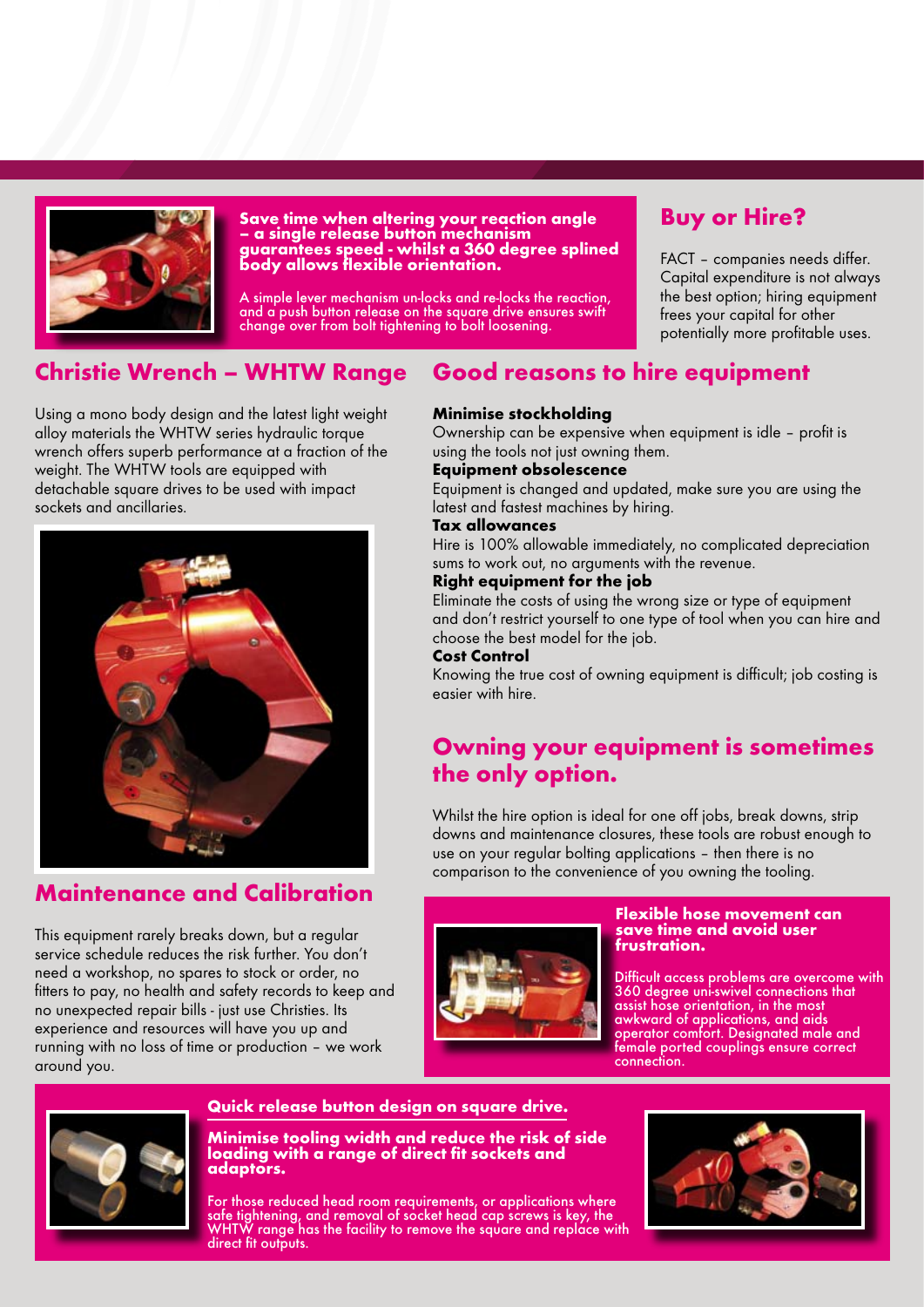**Save time when altering your reaction angle – a single release button mechanism guarantees speed - whilst a 360 degree splined body allows flexible orientation.**

A simple lever mechanism un-locks and re-locks the reaction, and a push button release on the square drive ensures swift change over from bolt tightening to bolt loosening.

## Christie Wrench – WHTW Range

Using a mono body design and the latest light weight alloy materials the WHTW series hydraulic torque wrench offers superb performance at a fraction of the weight. The WHTW tools are equipped with detachable square drives to be used with impact sockets and ancillaries.

## Maintenance and Calibration

This equipment rarely breaks down, but a regular service schedule reduces the risk further. You don't need a workshop, no spares to stock or order, no fitters to pay, no health and safety records to keep and no unexpected repair bills - just use Christies. Its experience and resources will have you up and running with no loss of time or production – we work around you.

## Buy or Hire?

FACT – companies needs differ. Capital expenditure is not always the best option; hiring equipment frees your capital for other potentially more profitable uses.

## Good reasons to hire equipment

**Minimise stockholding**
Ownership can be expensive when equipment is idle – profit is using the tools not just owning them.

**Equipment obsolescence**
Equipment is changed and updated, make sure you are using the latest and fastest machines by hiring.

**Tax allowances**
Hire is 100% allowable immediately, no complicated depreciation sums to work out, no arguments with the revenue.

**Right equipment for the job**
Eliminate the costs of using the wrong size or type of equipment and don't restrict yourself to one type of tool when you can hire and choose the best model for the job.

**Cost Control**
Knowing the true cost of owning equipment is difficult; job costing is easier with hire.

## Owning your equipment is sometimes the only option.

Whilst the hire option is ideal for one off jobs, break downs, strip downs and maintenance closures, these tools are robust enough to use on your regular bolting applications – then there is no comparison to the convenience of you owning the tooling.

**Flexible hose movement can save time and avoid user frustration.**

Difficult access problems are overcome with 360 degree uni-swivel connections that assist hose orientation, in the most awkward of applications, and aids operator comfort. Designated male and female ported couplings ensure correct connection.

**Quick release button design on square drive.**

**Minimise tooling width and reduce the risk of side loading with a range of direct fit sockets and adaptors.**

For those reduced head room requirements, or applications where safe tightening, and removal of socket head cap screws is key, the WHTW range has the facility to remove the square and replace with direct fit outputs.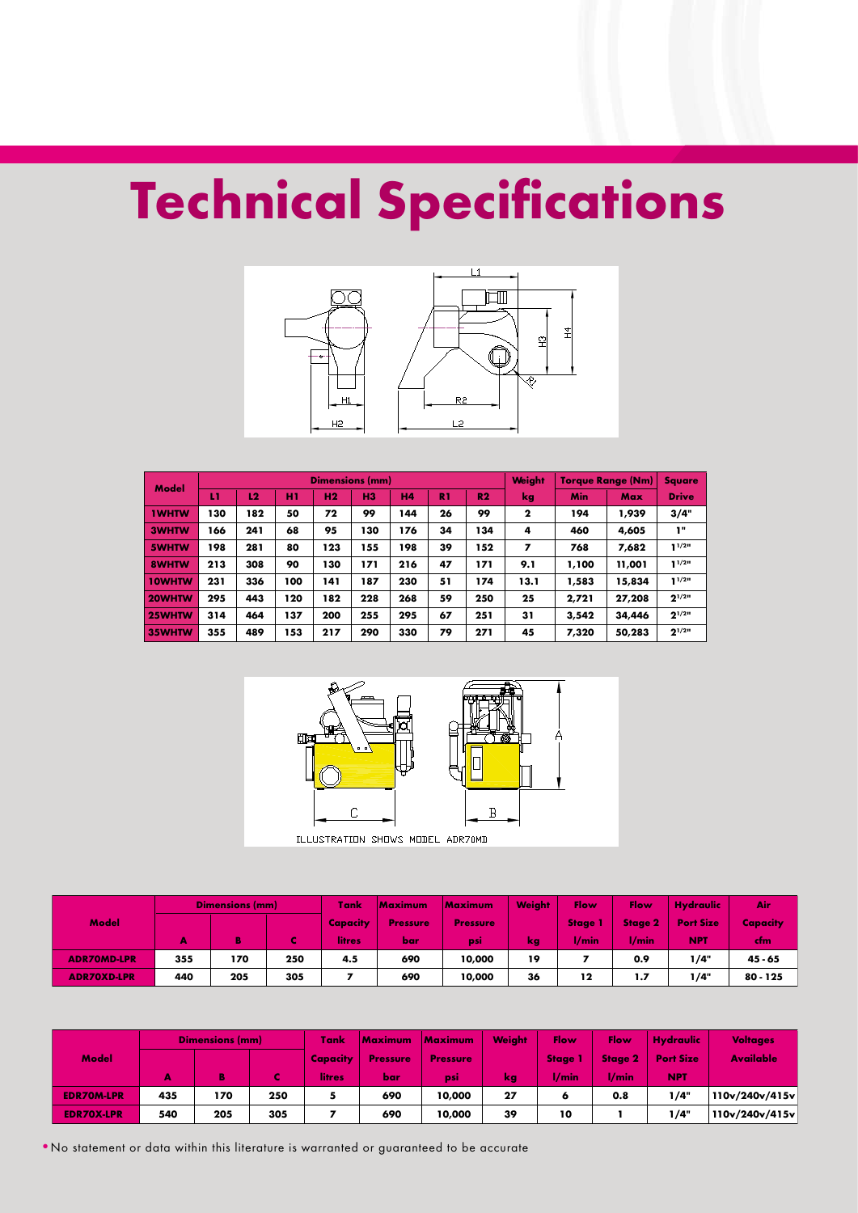# Technical Specifications

| Model | Dimensions (mm) | | | | | | | | Weight | Torque Range (Nm) | | Square |
|---|---|---|---|---|---|---|---|---|---|---|---|---|
| | L1 | L2 | H1 | H2 | H3 | H4 | R1 | R2 | kg | Min | Max | Drive |
| 1WHTW | 130 | 182 | 50 | 72 | 99 | 144 | 26 | 99 | 2 | 194 | 1,939 | 3/4" |
| 3WHTW | 166 | 241 | 68 | 95 | 130 | 176 | 34 | 134 | 4 | 460 | 4,605 | 1" |
| 5WHTW | 198 | 281 | 80 | 123 | 155 | 198 | 39 | 152 | 7 | 768 | 7,682 | 1 1/2" |
| 8WHTW | 213 | 308 | 90 | 130 | 171 | 216 | 47 | 171 | 9.1 | 1,100 | 11,001 | 1 1/2" |
| 10WHTW | 231 | 336 | 100 | 141 | 187 | 230 | 51 | 174 | 13.1 | 1,583 | 15,834 | 1 1/2" |
| 20WHTW | 295 | 443 | 120 | 182 | 228 | 268 | 59 | 250 | 25 | 2,721 | 27,208 | 2 1/2" |
| 25WHTW | 314 | 464 | 137 | 200 | 255 | 295 | 67 | 251 | 31 | 3,542 | 34,446 | 2 1/2" |
| 35WHTW | 355 | 489 | 153 | 217 | 290 | 330 | 79 | 271 | 45 | 7,320 | 50,283 | 2 1/2" |

ILLUSTRATION SHOWS MODEL ADR70MD

| Model | Dimensions (mm) | | | Tank Capacity | Maximum Pressure | Maximum Pressure | Weight | Flow Stage 1 | Flow Stage 2 | Hydraulic Port Size | Air Capacity |
|---|---|---|---|---|---|---|---|---|---|---|---|
| | A | B | C | litres | bar | psi | kg | l/min | l/min | NPT | cfm |
| ADR70MD-LPR | 355 | 170 | 250 | 4.5 | 690 | 10,000 | 19 | 7 | 0.9 | 1/4" | 45 - 65 |
| ADR70XD-LPR | 440 | 205 | 305 | 7 | 690 | 10,000 | 36 | 12 | 1.7 | 1/4" | 80 - 125 |

| Model | Dimensions (mm) | | | Tank Capacity | Maximum Pressure | Maximum Pressure | Weight | Flow Stage 1 | Flow Stage 2 | Hydraulic Port Size | Voltages Available |
|---|---|---|---|---|---|---|---|---|---|---|---|
| | A | B | C | litres | bar | psi | kg | l/min | l/min | NPT | |
| EDR70M-LPR | 435 | 170 | 250 | 5 | 690 | 10,000 | 27 | 6 | 0.8 | 1/4" | 110v/240v/415v |
| EDR70X-LPR | 540 | 205 | 305 | 7 | 690 | 10,000 | 39 | 10 | 1 | 1/4" | 110v/240v/415v |

• No statement or data within this literature is warranted or guaranteed to be accurate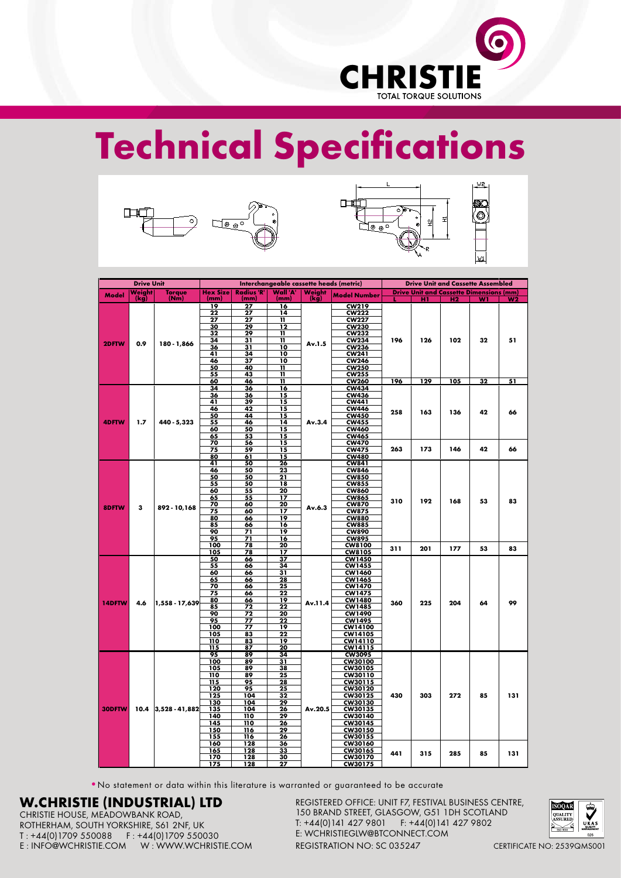# Technical Specifications

| Drive Unit | | | Interchangeable cassette heads (metric) | | | | | Drive Unit and Cassette Assembled | | | | |
|---|---|---|---|---|---|---|---|---|---|---|---|---|
| Model | Weight (kg) | Torque (Nm) | Hex Size (mm) | Radius 'R' (mm) | Wall 'A' (mm) | Weight (kg) | Model Number | Drive Unit and Cassette Dimensions (mm) | | | | |
| | | | | | | | | L | H1 | H2 | W1 | W2 |
| 2DFTW | 0.9 | 180 - 1,866 | 19 | 27 | 16 | Av.1.5 | CW219 | 196 | 126 | 102 | 32 | 51 |
| | | | 22 | 27 | 14 | | CW222 | | | | | |
| | | | 27 | 27 | 11 | | CW227 | | | | | |
| | | | 30 | 29 | 12 | | CW230 | | | | | |
| | | | 32 | 29 | 11 | | CW232 | | | | | |
| | | | 34 | 31 | 11 | | CW234 | | | | | |
| | | | 36 | 31 | 10 | | CW236 | | | | | |
| | | | 41 | 34 | 10 | | CW241 | | | | | |
| | | | 46 | 37 | 10 | | CW246 | | | | | |
| | | | 50 | 40 | 11 | | CW250 | | | | | |
| | | | 55 | 43 | 11 | | CW255 | | | | | |
| | | | 60 | 46 | 11 | | CW260 | 196 | 129 | 105 | 32 | 51 |
| 4DFTW | 1.7 | 440 - 5,323 | 34 | 36 | 16 | Av.3.4 | CW434 | 258 | 163 | 136 | 42 | 66 |
| | | | 36 | 36 | 15 | | CW436 | | | | | |
| | | | 41 | 39 | 15 | | CW441 | | | | | |
| | | | 46 | 42 | 15 | | CW446 | | | | | |
| | | | 50 | 44 | 15 | | CW450 | | | | | |
| | | | 55 | 46 | 14 | | CW455 | | | | | |
| | | | 60 | 50 | 15 | | CW460 | | | | | |
| | | | 65 | 53 | 15 | | CW465 | | | | | |
| | | | 70 | 56 | 15 | | CW470 | 263 | 173 | 146 | 42 | 66 |
| | | | 75 | 59 | 15 | | CW475 | | | | | |
| | | | 80 | 61 | 15 | | CW480 | | | | | |
| 8DFTW | 3 | 892 - 10,168 | 41 | 50 | 26 | Av.6.3 | CW841 | 310 | 192 | 168 | 53 | 83 |
| | | | 46 | 50 | 23 | | CW846 | | | | | |
| | | | 50 | 50 | 21 | | CW850 | | | | | |
| | | | 55 | 50 | 18 | | CW855 | | | | | |
| | | | 60 | 55 | 20 | | CW860 | | | | | |
| | | | 65 | 55 | 17 | | CW865 | | | | | |
| | | | 70 | 60 | 20 | | CW870 | | | | | |
| | | | 75 | 60 | 17 | | CW875 | | | | | |
| | | | 80 | 66 | 19 | | CW880 | | | | | |
| | | | 85 | 66 | 16 | | CW885 | | | | | |
| | | | 90 | 71 | 19 | | CW890 | | | | | |
| | | | 95 | 71 | 16 | | CW895 | | | | | |
| | | | 100 | 78 | 20 | | CW8100 | 311 | 201 | 177 | 53 | 83 |
| | | | 105 | 78 | 17 | | CW8105 | | | | | |
| 14DFTW | 4.6 | 1,558 - 17,639 | 50 | 66 | 37 | Av.11.4 | CW1450 | 360 | 225 | 204 | 64 | 99 |
| | | | 55 | 66 | 34 | | CW1455 | | | | | |
| | | | 60 | 66 | 31 | | CW1460 | | | | | |
| | | | 65 | 66 | 28 | | CW1465 | | | | | |
| | | | 70 | 66 | 25 | | CW1470 | | | | | |
| | | | 75 | 66 | 22 | | CW1475 | | | | | |
| | | | 80 | 66 | 19 | | CW1480 | | | | | |
| | | | 85 | 72 | 22 | | CW1485 | | | | | |
| | | | 90 | 72 | 20 | | CW1490 | | | | | |
| | | | 95 | 77 | 22 | | CW1495 | | | | | |
| | | | 100 | 77 | 19 | | CW14100 | | | | | |
| | | | 105 | 83 | 22 | | CW14105 | | | | | |
| | | | 110 | 83 | 19 | | CW14110 | | | | | |
| | | | 115 | 87 | 20 | | CW14115 | | | | | |
| 30DFTW | 10.4 | 3,528 - 41,882 | 95 | 89 | 34 | Av.20.5 | CW3095 | 430 | 303 | 272 | 85 | 131 |
| | | | 100 | 89 | 31 | | CW30100 | | | | | |
| | | | 105 | 89 | 38 | | CW30105 | | | | | |
| | | | 110 | 89 | 25 | | CW30110 | | | | | |
| | | | 115 | 95 | 28 | | CW30115 | | | | | |
| | | | 120 | 95 | 25 | | CW30120 | | | | | |
| | | | 125 | 104 | 32 | | CW30125 | | | | | |
| | | | 130 | 104 | 29 | | CW30130 | | | | | |
| | | | 135 | 104 | 26 | | CW30135 | | | | | |
| | | | 140 | 110 | 29 | | CW30140 | | | | | |
| | | | 145 | 110 | 26 | | CW30145 | | | | | |
| | | | 150 | 116 | 29 | | CW30150 | | | | | |
| | | | 155 | 116 | 26 | | CW30155 | | | | | |
| | | | 160 | 128 | 36 | | CW30160 | 441 | 315 | 285 | 85 | 131 |
| | | | 165 | 128 | 33 | | CW30165 | | | | | |
| | | | 170 | 128 | 30 | | CW30170 | | | | | |
| | | | 175 | 128 | 27 | | CW30175 | | | | | |

• No statement or data within this literature is warranted or guaranteed to be accurate

**W.CHRISTIE (INDUSTRIAL) LTD**
CHRISTIE HOUSE, MEADOWBANK ROAD,
ROTHERHAM, SOUTH YORKSHIRE, S61 2NF, UK
T : +44(0)1709 550088 F : +44(0)1709 550030
E : INFO@WCHRISTIE.COM W : WWW.WCHRISTIE.COM

REGISTERED OFFICE: UNIT F7, FESTIVAL BUSINESS CENTRE,
150 BRAND STREET, GLASGOW, G51 1DH SCOTLAND
T: +44(0)141 427 9801 F: +44(0)141 427 9802
E: WCHRISTIEGLW@BTCONNECT.COM
REGISTRATION NO: SC 035247

CERTIFICATE NO: 2539QMS001